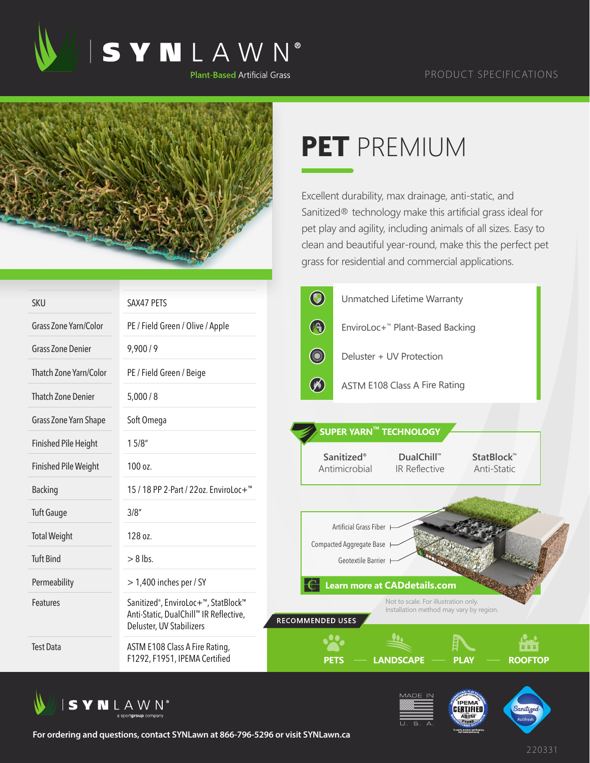# SYNLAWN®

Plant-Based Artificial Grass

PRODUCT SPECIFICATIONS

# PET PREMIUM

Excellent durability, max drainage, anti-static, and Sanitized® technology make this artificial grass ideal for pet play and agility, including animals of all sizes. Easy to clean and beautiful year-round, make this the perfect pet grass for residential and commercial applications.

| | |
|---|---|
| SKU | SAX47 PETS |
| Grass Zone Yarn/Color | PE / Field Green / Olive / Apple |
| Grass Zone Denier | 9,900 / 9 |
| Thatch Zone Yarn/Color | PE / Field Green / Beige |
| Thatch Zone Denier | 5,000 / 8 |
| Grass Zone Yarn Shape | Soft Omega |
| Finished Pile Height | 1 5/8" |
| Finished Pile Weight | 100 oz. |
| Backing | 15 / 18 PP 2-Part / 22oz. EnviroLoc+™ |
| Tuft Gauge | 3/8" |
| Total Weight | 128 oz. |
| Tuft Bind | > 8 lbs. |
| Permeability | > 1,400 inches per / SY |
| Features | Sanitized®, EnviroLoc+™, StatBlock™ Anti-Static, DualChill™ IR Reflective, Deluster, UV Stabilizers |
| Test Data | ASTM E108 Class A Fire Rating, F1292, F1951, IPEMA Certified |

- Unmatched Lifetime Warranty
- EnviroLoc+™ Plant-Based Backing
- Deluster + UV Protection
- ASTM E108 Class A Fire Rating

## SUPER YARN™ TECHNOLOGY

- Sanitized® Antimicrobial
- DualChill™ IR Reflective
- StatBlock™ Anti-Static

Artificial Grass Fiber

Compacted Aggregate Base

Geotextile Barrier

**Learn more at CADdetails.com**

Not to scale. For illustration only. Installation method may vary by region.

## RECOMMENDED USES

PETS — LANDSCAPE — PLAY — ROOFTOP

SYNLAWN® a sportgroup company

MADE IN U. S. A.

IPEMA CERTIFIED ASTM F1292

Sanitized Actifresh

**For ordering and questions, contact SYNLawn at 866-796-5296 or visit SYNLawn.ca**

220331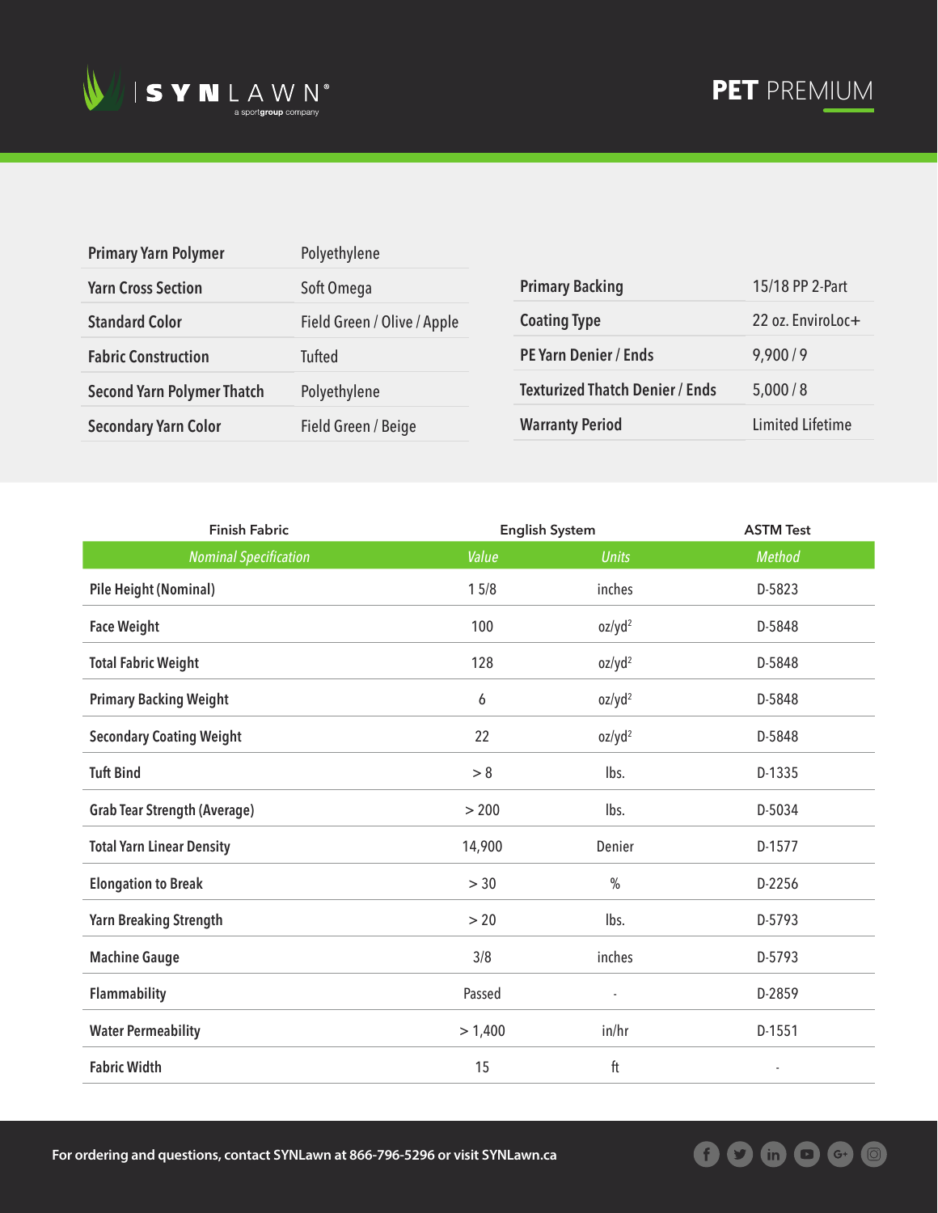# PET PREMIUM

| | |
|---|---|
| Primary Yarn Polymer | Polyethylene |
| Yarn Cross Section | Soft Omega |
| Standard Color | Field Green / Olive / Apple |
| Fabric Construction | Tufted |
| Second Yarn Polymer Thatch | Polyethylene |
| Secondary Yarn Color | Field Green / Beige |

| | |
|---|---|
| Primary Backing | 15/18 PP 2-Part |
| Coating Type | 22 oz. EnviroLoc+ |
| PE Yarn Denier / Ends | 9,900 / 9 |
| Texturized Thatch Denier / Ends | 5,000 / 8 |
| Warranty Period | Limited Lifetime |

| Finish Fabric | English System | | ASTM Test |
|---|---|---|---|
| *Nominal Specification* | *Value* | *Units* | *Method* |
| Pile Height (Nominal) | 1 5/8 | inches | D-5823 |
| Face Weight | 100 | $oz/yd^2$ | D-5848 |
| Total Fabric Weight | 128 | $oz/yd^2$ | D-5848 |
| Primary Backing Weight | 6 | $oz/yd^2$ | D-5848 |
| Secondary Coating Weight | 22 | $oz/yd^2$ | D-5848 |
| Tuft Bind | > 8 | lbs. | D-1335 |
| Grab Tear Strength (Average) | > 200 | lbs. | D-5034 |
| Total Yarn Linear Density | 14,900 | Denier | D-1577 |
| Elongation to Break | > 30 | % | D-2256 |
| Yarn Breaking Strength | > 20 | lbs. | D-5793 |
| Machine Gauge | 3/8 | inches | D-5793 |
| Flammability | Passed | - | D-2859 |
| Water Permeability | > 1,400 | in/hr | D-1551 |
| Fabric Width | 15 | ft | - |

**For ordering and questions, contact SYNLawn at 866-796-5296 or visit SYNLawn.ca**